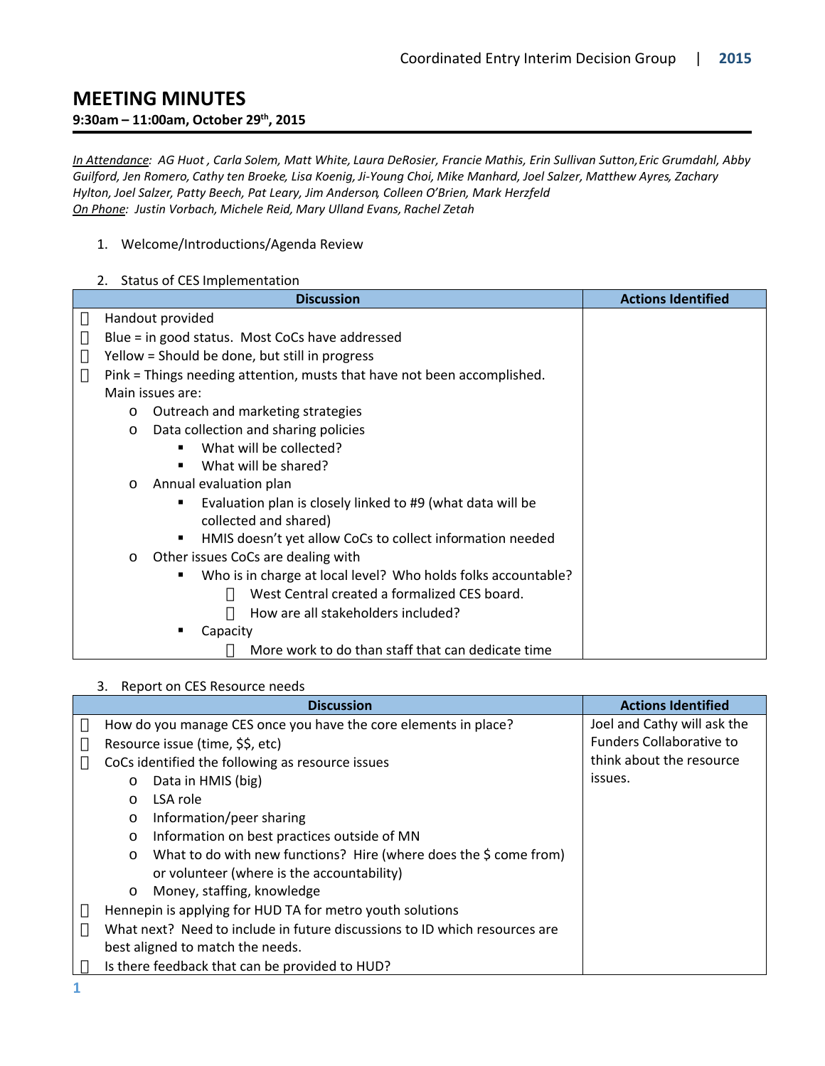# MEETING MINUTES

**9:30am – 11:00am, October 29th, 2015**

*In Attendance: AG Huot , Carla Solem, Matt White, Laura DeRosier, Francie Mathis, Erin Sullivan Sutton,Eric Grumdahl, Abby Guilford, Jen Romero, Cathy ten Broeke, Lisa Koenig, Ji-Young Choi, Mike Manhard, Joel Salzer, Matthew Ayres, Zachary Hylton, Joel Salzer, Patty Beech, Pat Leary, Jim Anderson, Colleen O'Brien, Mark Herzfeld*

*On Phone: Justin Vorbach, Michele Reid, Mary Ulland Evans, Rachel Zetah*

1. Welcome/Introductions/Agenda Review

2. Status of CES Implementation

| Discussion | Actions Identified |
|---|---|
| • Handout provided<br>• Blue = in good status. Most CoCs have addressed<br>• Yellow = Should be done, but still in progress<br>• Pink = Things needing attention, musts that have not been accomplished. Main issues are:<br>&nbsp;&nbsp;o Outreach and marketing strategies<br>&nbsp;&nbsp;o Data collection and sharing policies<br>&nbsp;&nbsp;&nbsp;&nbsp;▪ What will be collected?<br>&nbsp;&nbsp;&nbsp;&nbsp;▪ What will be shared?<br>&nbsp;&nbsp;o Annual evaluation plan<br>&nbsp;&nbsp;&nbsp;&nbsp;▪ Evaluation plan is closely linked to #9 (what data will be collected and shared)<br>&nbsp;&nbsp;&nbsp;&nbsp;▪ HMIS doesn't yet allow CoCs to collect information needed<br>&nbsp;&nbsp;o Other issues CoCs are dealing with<br>&nbsp;&nbsp;&nbsp;&nbsp;▪ Who is in charge at local level? Who holds folks accountable?<br>&nbsp;&nbsp;&nbsp;&nbsp;&nbsp;&nbsp;• West Central created a formalized CES board.<br>&nbsp;&nbsp;&nbsp;&nbsp;&nbsp;&nbsp;• How are all stakeholders included?<br>&nbsp;&nbsp;&nbsp;&nbsp;▪ Capacity<br>&nbsp;&nbsp;&nbsp;&nbsp;&nbsp;&nbsp;• More work to do than staff that can dedicate time | |

3. Report on CES Resource needs

| Discussion | Actions Identified |
|---|---|
| • How do you manage CES once you have the core elements in place?<br>• Resource issue (time, $$, etc)<br>• CoCs identified the following as resource issues<br>&nbsp;&nbsp;o Data in HMIS (big)<br>&nbsp;&nbsp;o LSA role<br>&nbsp;&nbsp;o Information/peer sharing<br>&nbsp;&nbsp;o Information on best practices outside of MN<br>&nbsp;&nbsp;o What to do with new functions? Hire (where does the $ come from) or volunteer (where is the accountability)<br>&nbsp;&nbsp;o Money, staffing, knowledge<br>• Hennepin is applying for HUD TA for metro youth solutions<br>• What next? Need to include in future discussions to ID which resources are best aligned to match the needs.<br>• Is there feedback that can be provided to HUD? | Joel and Cathy will ask the Funders Collaborative to think about the resource issues. |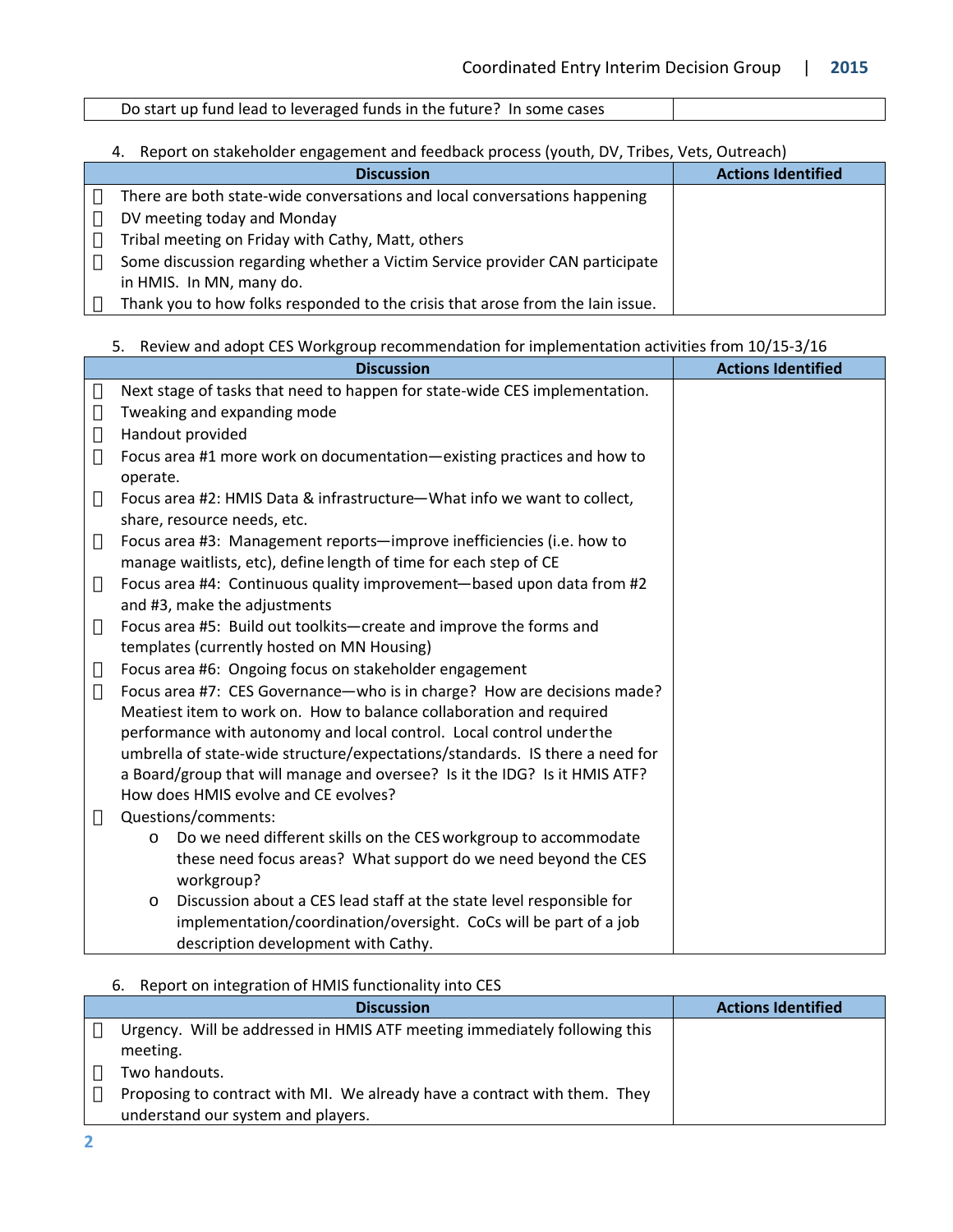| Do start up fund lead to leveraged funds in the future? In some cases | |
|---|---|

4. Report on stakeholder engagement and feedback process (youth, DV, Tribes, Vets, Outreach)

| Discussion | Actions Identified |
|---|---|
| • There are both state-wide conversations and local conversations happening<br>• DV meeting today and Monday<br>• Tribal meeting on Friday with Cathy, Matt, others<br>• Some discussion regarding whether a Victim Service provider CAN participate in HMIS. In MN, many do.<br>• Thank you to how folks responded to the crisis that arose from the Iain issue. | |

5. Review and adopt CES Workgroup recommendation for implementation activities from 10/15-3/16

| Discussion | Actions Identified |
|---|---|
| • Next stage of tasks that need to happen for state-wide CES implementation.<br>• Tweaking and expanding mode<br>• Handout provided<br>• Focus area #1 more work on documentation—existing practices and how to operate.<br>• Focus area #2: HMIS Data & infrastructure—What info we want to collect, share, resource needs, etc.<br>• Focus area #3: Management reports—improve inefficiencies (i.e. how to manage waitlists, etc), define length of time for each step of CE<br>• Focus area #4: Continuous quality improvement—based upon data from #2 and #3, make the adjustments<br>• Focus area #5: Build out toolkits—create and improve the forms and templates (currently hosted on MN Housing)<br>• Focus area #6: Ongoing focus on stakeholder engagement<br>• Focus area #7: CES Governance—who is in charge? How are decisions made? Meatiest item to work on. How to balance collaboration and required performance with autonomy and local control. Local control under the umbrella of state-wide structure/expectations/standards. IS there a need for a Board/group that will manage and oversee? Is it the IDG? Is it HMIS ATF? How does HMIS evolve and CE evolves?<br>• Questions/comments:<br>&nbsp;&nbsp;&nbsp;&nbsp;o Do we need different skills on the CES workgroup to accommodate these need focus areas? What support do we need beyond the CES workgroup?<br>&nbsp;&nbsp;&nbsp;&nbsp;o Discussion about a CES lead staff at the state level responsible for implementation/coordination/oversight. CoCs will be part of a job description development with Cathy. | |

6. Report on integration of HMIS functionality into CES

| Discussion | Actions Identified |
|---|---|
| • Urgency. Will be addressed in HMIS ATF meeting immediately following this meeting.<br>• Two handouts.<br>• Proposing to contract with MI. We already have a contract with them. They understand our system and players. | |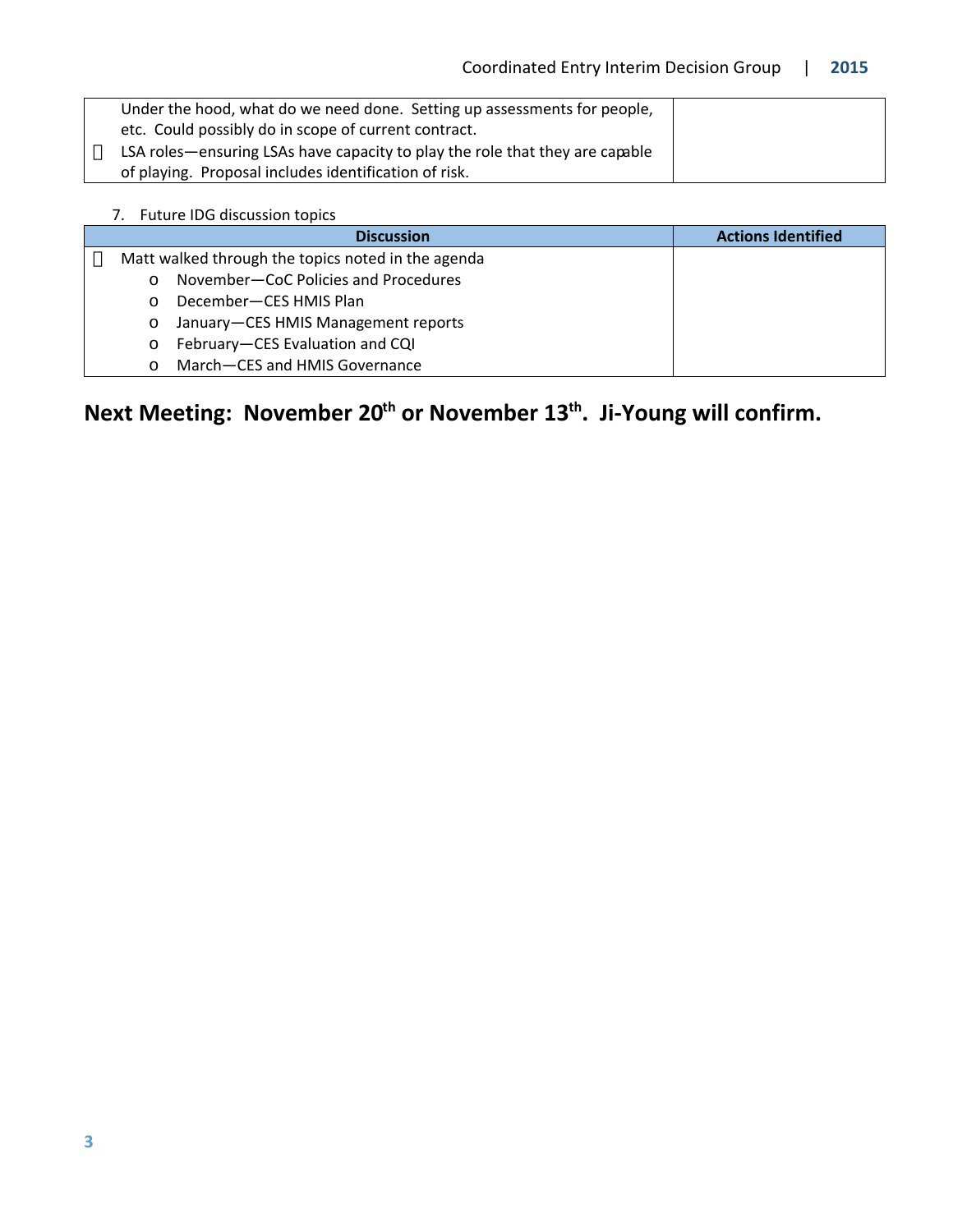| | |
|---|---|
| Under the hood, what do we need done. Setting up assessments for people, etc. Could possibly do in scope of current contract.<br>- LSA roles—ensuring LSAs have capacity to play the role that they are capable of playing. Proposal includes identification of risk. | |

7. Future IDG discussion topics

| Discussion | Actions Identified |
|---|---|
| - Matt walked through the topics noted in the agenda<br>  - November—CoC Policies and Procedures<br>  - December—CES HMIS Plan<br>  - January—CES HMIS Management reports<br>  - February—CES Evaluation and CQI<br>  - March—CES and HMIS Governance | |

## Next Meeting: November 20th or November 13th. Ji-Young will confirm.